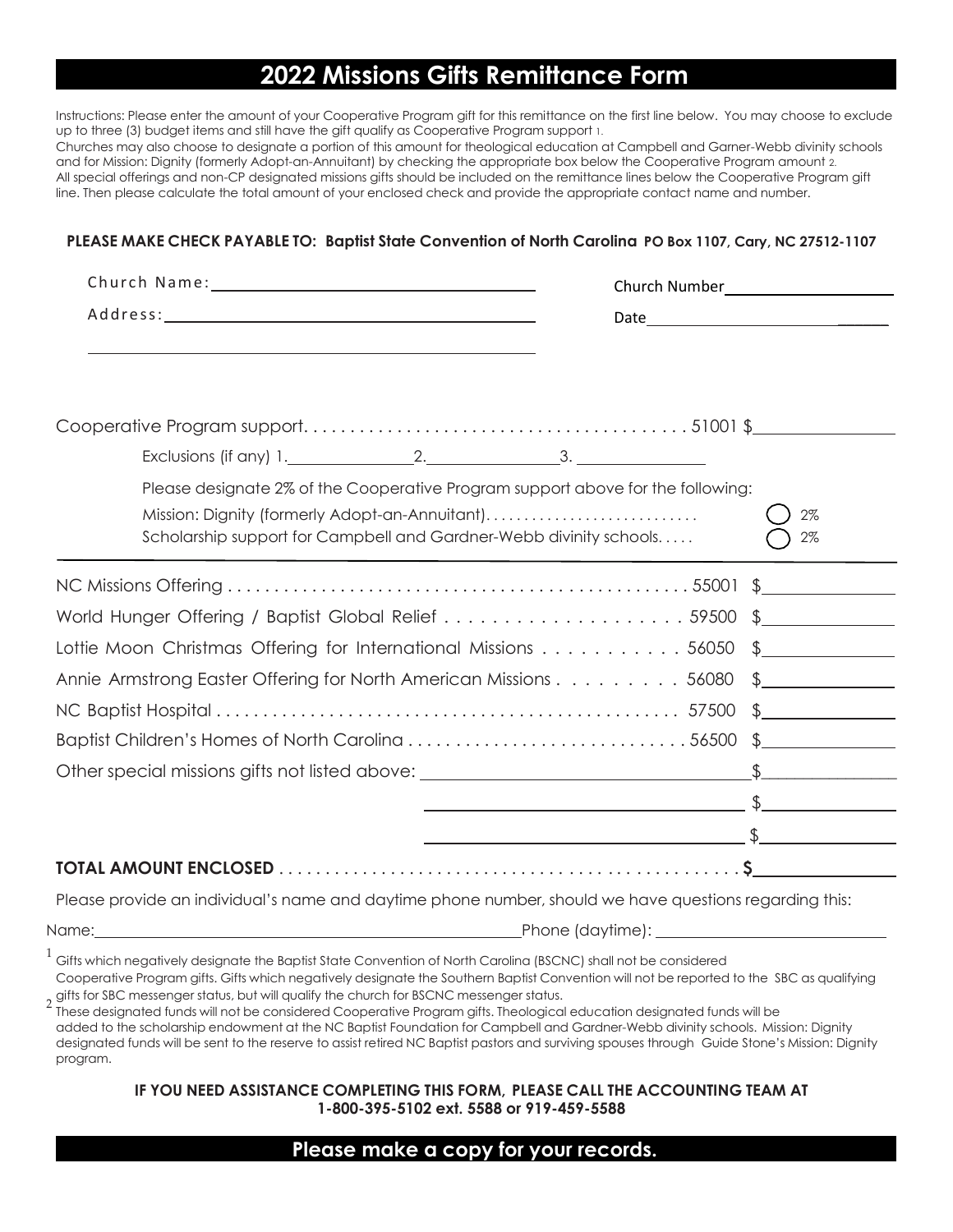# 2022 Missions Gifts Remittance Form

Instructions: Please enter the amount of your Cooperative Program gift for this remittance on the first line below. You may choose to exclude up to three (3) budget items and still have the gift qualify as Cooperative Program support [1].

Churches may also choose to designate a portion of this amount for theological education at Campbell and Garner-Webb divinity schools and for Mission: Dignity (formerly Adopt-an-Annuitant) by checking the appropriate box below the Cooperative Program amount [2].

All special offerings and non-CP designated missions gifts should be included on the remittance lines below the Cooperative Program gift line. Then please calculate the total amount of your enclosed check and provide the appropriate contact name and number.

**PLEASE MAKE CHECK PAYABLE TO: Baptist State Convention of North Carolina PO Box 1107, Cary, NC 27512-1107**

Church Name: ______________________ Church Number ______________________

Address: ______________________ Date ______________________

______________________

Cooperative Program support. . . . . . . . . . . . . . . . . . . . . . . . . . . . . . . . . . . . . . . . 51001 $__________

Exclusions (if any) 1.__________ 2.__________ 3.__________

Please designate 2% of the Cooperative Program support above for the following:

Mission: Dignity (formerly Adopt-an-Annuitant). . . . . . . . . . . . . . . . . . . . . . . . . . . ◯ 2%

Scholarship support for Campbell and Gardner-Webb divinity schools. . . . . ◯ 2%

| | | |
|---|---|---|
| NC Missions Offering | 55001 | $__________ |
| World Hunger Offering / Baptist Global Relief | 59500 | $__________ |
| Lottie Moon Christmas Offering for International Missions | 56050 | $__________ |
| Annie Armstrong Easter Offering for North American Missions | 56080 | $__________ |
| NC Baptist Hospital | 57500 | $__________ |
| Baptist Children's Homes of North Carolina | 56500 | $__________ |
| Other special missions gifts not listed above: __________ | | $__________ |
| __________ | | $__________ |
| __________ | | $__________ |
| **TOTAL AMOUNT ENCLOSED** | | **$**__________ |

Please provide an individual's name and daytime phone number, should we have questions regarding this:

Name: ______________________ Phone (daytime): ______________________

[1] Gifts which negatively designate the Baptist State Convention of North Carolina (BSCNC) shall not be considered Cooperative Program gifts. Gifts which negatively designate the Southern Baptist Convention will not be reported to the SBC as qualifying gifts for SBC messenger status, but will qualify the church for BSCNC messenger status.

[2] These designated funds will not be considered Cooperative Program gifts. Theological education designated funds will be added to the scholarship endowment at the NC Baptist Foundation for Campbell and Gardner-Webb divinity schools. Mission: Dignity designated funds will be sent to the reserve to assist retired NC Baptist pastors and surviving spouses through Guide Stone's Mission: Dignity program.

**IF YOU NEED ASSISTANCE COMPLETING THIS FORM, PLEASE CALL THE ACCOUNTING TEAM AT 1-800-395-5102 ext. 5588 or 919-459-5588**

**Please make a copy for your records.**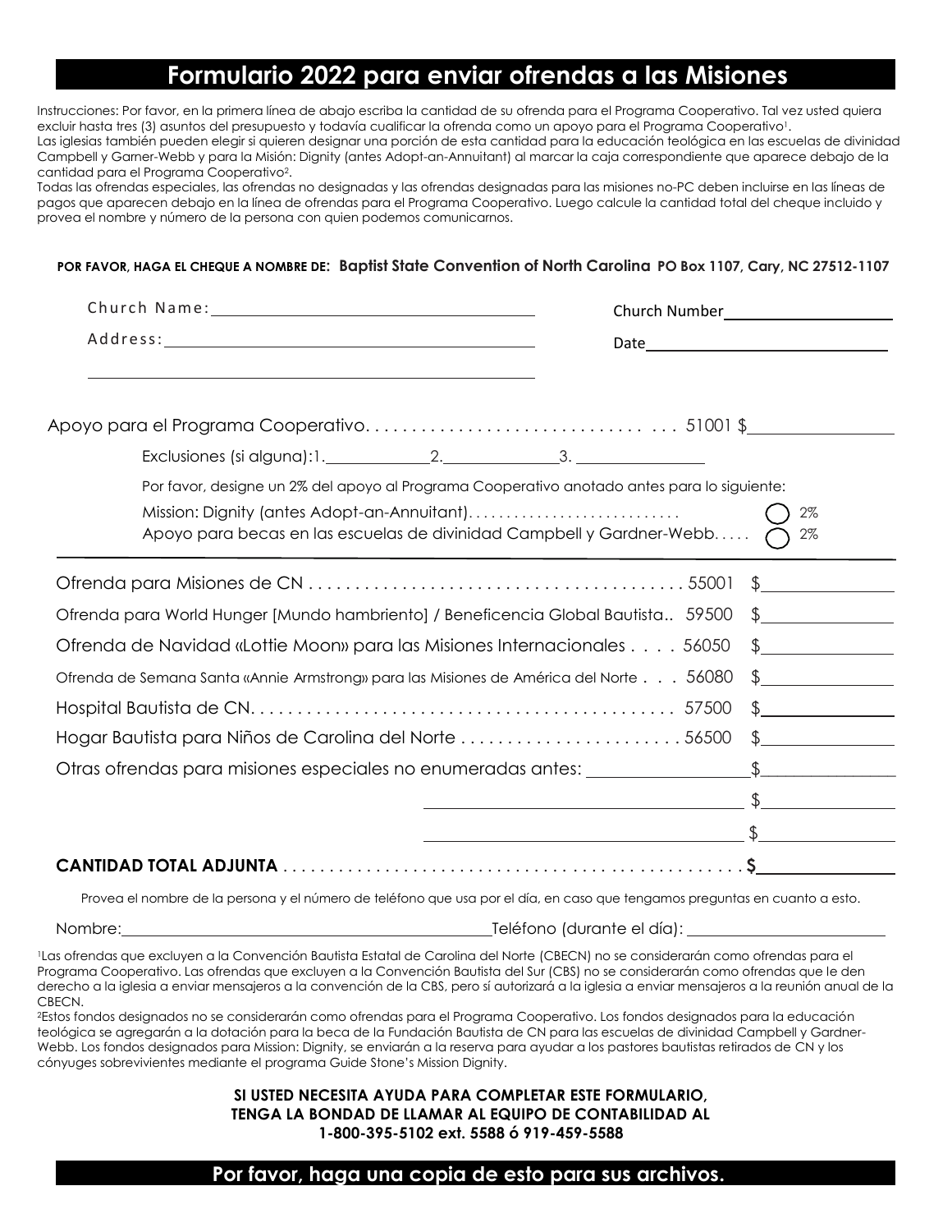# Formulario 2022 para enviar ofrendas a las Misiones

Instrucciones: Por favor, en la primera línea de abajo escriba la cantidad de su ofrenda para el Programa Cooperativo. Tal vez usted quiera excluir hasta tres (3) asuntos del presupuesto y todavía cualificar la ofrenda como un apoyo para el Programa Cooperativo[1]. Las iglesias también pueden elegir si quieren designar una porción de esta cantidad para la educación teológica en las escuelas de divinidad Campbell y Garner-Webb y para la Misión: Dignity (antes Adopt-an-Annuitant) al marcar la caja correspondiente que aparece debajo de la cantidad para el Programa Cooperativo[2].
Todas las ofrendas especiales, las ofrendas no designadas y las ofrendas designadas para las misiones no-PC deben incluirse en las líneas de pagos que aparecen debajo en la línea de ofrendas para el Programa Cooperativo. Luego calcule la cantidad total del cheque incluido y provea el nombre y número de la persona con quien podemos comunicarnos.

**POR FAVOR, HAGA EL CHEQUE A NOMBRE DE: Baptist State Convention of North Carolina PO Box 1107, Cary, NC 27512-1107**

Church Name: ____________________ Church Number ____________________

Address: ____________________ Date ____________________

____________________

Apoyo para el Programa Cooperativo. . . . . . . . . . . . . . . . . . . . . . . . . . . . . . . . . 51001 $__________

Exclusiones (si alguna):1.__________ 2.__________ 3.__________

Por favor, designe un 2% del apoyo al Programa Cooperativo anotado antes para lo siguiente:

Mission: Dignity (antes Adopt-an-Annuitant). . . . . . . . . . . . . . . . . . . . . . . . . . . ◯ 2%

Apoyo para becas en las escuelas de divinidad Campbell y Gardner-Webb. . . . . ◯ 2%

| | | |
|---|---|---|
| Ofrenda para Misiones de CN . . . . . . . . . . . . . . . . . . . . . . . . . . . . . . . . . . . . . . . | 55001 | $__________ |
| Ofrenda para World Hunger [Mundo hambriento] / Beneficencia Global Bautista.. | 59500 | $__________ |
| Ofrenda de Navidad «Lottie Moon» para las Misiones Internacionales . . . . | 56050 | $__________ |
| Ofrenda de Semana Santa «Annie Armstrong» para las Misiones de América del Norte . . . | 56080 | $__________ |
| Hospital Bautista de CN. . . . . . . . . . . . . . . . . . . . . . . . . . . . . . . . . . . . . . . . . . . . . | 57500 | $__________ |
| Hogar Bautista para Niños de Carolina del Norte . . . . . . . . . . . . . . . . . . . . . . . | 56500 | $__________ |
| Otras ofrendas para misiones especiales no enumeradas antes: __________ | | $__________ |
| __________ | | $__________ |
| __________ | | $__________ |
| **CANTIDAD TOTAL ADJUNTA** . . . . . . . . . . . . . . . . . . . . . . . . . . . . . . . . . . . . . . . . . . . . . | | **$**__________ |

Provea el nombre de la persona y el número de teléfono que usa por el día, en caso que tengamos preguntas en cuanto a esto.

Nombre: ____________________ Teléfono (durante el día): ____________________

[1]Las ofrendas que excluyen a la Convención Bautista Estatal de Carolina del Norte (CBECN) no se considerarán como ofrendas para el Programa Cooperativo. Las ofrendas que excluyen a la Convención Bautista del Sur (CBS) no se considerarán como ofrendas que le den derecho a la iglesia a enviar mensajeros a la convención de la CBS, pero sí autorizará a la iglesia a enviar mensajeros a la reunión anual de la CBECN.

[2]Estos fondos designados no se considerarán como ofrendas para el Programa Cooperativo. Los fondos designados para la educación teológica se agregarán a la dotación para la beca de la Fundación Bautista de CN para las escuelas de divinidad Campbell y Gardner-Webb. Los fondos designados para Mission: Dignity, se enviarán a la reserva para ayudar a los pastores bautistas retirados de CN y los cónyuges sobrevivientes mediante el programa Guide Stone's Mission Dignity.

**SI USTED NECESITA AYUDA PARA COMPLETAR ESTE FORMULARIO, TENGA LA BONDAD DE LLAMAR AL EQUIPO DE CONTABILIDAD AL 1-800-395-5102 ext. 5588 ó 919-459-5588**

**Por favor, haga una copia de esto para sus archivos.**